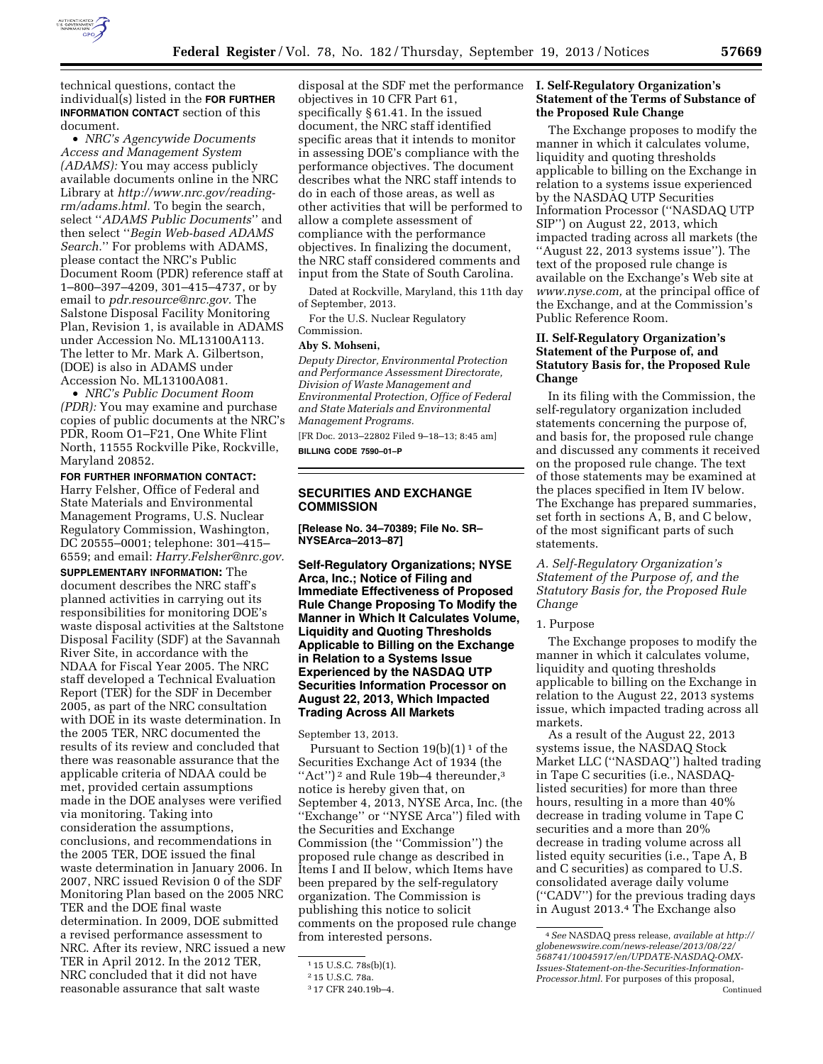technical questions, contact the individual(s) listed in the **FOR FURTHER INFORMATION CONTACT** section of this document.

- *NRC's Agencywide Documents Access and Management System (ADAMS):* You may access publicly available documents online in the NRC Library at *http://www.nrc.gov/reading-rm/adams.html.* To begin the search, select ''*ADAMS Public Documents*'' and then select ''*Begin Web-based ADAMS Search.*'' For problems with ADAMS, please contact the NRC's Public Document Room (PDR) reference staff at 1–800–397–4209, 301–415–4737, or by email to *pdr.resource@nrc.gov.* The Salstone Disposal Facility Monitoring Plan, Revision 1, is available in ADAMS under Accession No. ML13100A113. The letter to Mr. Mark A. Gilbertson, (DOE) is also in ADAMS under Accession No. ML13100A081.
- *NRC's Public Document Room (PDR):* You may examine and purchase copies of public documents at the NRC's PDR, Room O1–F21, One White Flint North, 11555 Rockville Pike, Rockville, Maryland 20852.

**FOR FURTHER INFORMATION CONTACT:** Harry Felsher, Office of Federal and State Materials and Environmental Management Programs, U.S. Nuclear Regulatory Commission, Washington, DC 20555–0001; telephone: 301–415–6559; and email: *Harry.Felsher@nrc.gov.*

**SUPPLEMENTARY INFORMATION:** The document describes the NRC staff's planned activities in carrying out its responsibilities for monitoring DOE's waste disposal activities at the Saltstone Disposal Facility (SDF) at the Savannah River Site, in accordance with the NDAA for Fiscal Year 2005. The NRC staff developed a Technical Evaluation Report (TER) for the SDF in December 2005, as part of the NRC consultation with DOE in its waste determination. In the 2005 TER, NRC documented the results of its review and concluded that there was reasonable assurance that the applicable criteria of NDAA could be met, provided certain assumptions made in the DOE analyses were verified via monitoring. Taking into consideration the assumptions, conclusions, and recommendations in the 2005 TER, DOE issued the final waste determination in January 2006. In 2007, NRC issued Revision 0 of the SDF Monitoring Plan based on the 2005 NRC TER and the DOE final waste determination. In 2009, DOE submitted a revised performance assessment to NRC. After its review, NRC issued a new TER in April 2012. In the 2012 TER, NRC concluded that it did not have reasonable assurance that salt waste disposal at the SDF met the performance objectives in 10 CFR Part 61, specifically § 61.41. In the issued document, the NRC staff identified specific areas that it intends to monitor in assessing DOE's compliance with the performance objectives. The document describes what the NRC staff intends to do in each of those areas, as well as other activities that will be performed to allow a complete assessment of compliance with the performance objectives. In finalizing the document, the NRC staff considered comments and input from the State of South Carolina.

Dated at Rockville, Maryland, this 11th day of September, 2013.

For the U.S. Nuclear Regulatory Commission.

**Aby S. Mohseni,**

*Deputy Director, Environmental Protection and Performance Assessment Directorate, Division of Waste Management and Environmental Protection, Office of Federal and State Materials and Environmental Management Programs.*

[FR Doc. 2013–22802 Filed 9–18–13; 8:45 am]

**BILLING CODE 7590–01–P**

## SECURITIES AND EXCHANGE COMMISSION

**[Release No. 34–70389; File No. SR–NYSEArca–2013–87]**

### Self-Regulatory Organizations; NYSE Arca, Inc.; Notice of Filing and Immediate Effectiveness of Proposed Rule Change Proposing To Modify the Manner in Which It Calculates Volume, Liquidity and Quoting Thresholds Applicable to Billing on the Exchange in Relation to a Systems Issue Experienced by the NASDAQ UTP Securities Information Processor on August 22, 2013, Which Impacted Trading Across All Markets

September 13, 2013.

Pursuant to Section 19(b)(1)[1] of the Securities Exchange Act of 1934 (the ''Act'')[2] and Rule 19b–4 thereunder,[3] notice is hereby given that, on September 4, 2013, NYSE Arca, Inc. (the ''Exchange'' or ''NYSE Arca'') filed with the Securities and Exchange Commission (the ''Commission'') the proposed rule change as described in Items I and II below, which Items have been prepared by the self-regulatory organization. The Commission is publishing this notice to solicit comments on the proposed rule change from interested persons.

#### I. Self-Regulatory Organization's Statement of the Terms of Substance of the Proposed Rule Change

The Exchange proposes to modify the manner in which it calculates volume, liquidity and quoting thresholds applicable to billing on the Exchange in relation to a systems issue experienced by the NASDAQ UTP Securities Information Processor (''NASDAQ UTP SIP'') on August 22, 2013, which impacted trading across all markets (the ''August 22, 2013 systems issue''). The text of the proposed rule change is available on the Exchange's Web site at *www.nyse.com,* at the principal office of the Exchange, and at the Commission's Public Reference Room.

#### II. Self-Regulatory Organization's Statement of the Purpose of, and Statutory Basis for, the Proposed Rule Change

In its filing with the Commission, the self-regulatory organization included statements concerning the purpose of, and basis for, the proposed rule change and discussed any comments it received on the proposed rule change. The text of those statements may be examined at the places specified in Item IV below. The Exchange has prepared summaries, set forth in sections A, B, and C below, of the most significant parts of such statements.

*A. Self-Regulatory Organization's Statement of the Purpose of, and the Statutory Basis for, the Proposed Rule Change*

1. Purpose

The Exchange proposes to modify the manner in which it calculates volume, liquidity and quoting thresholds applicable to billing on the Exchange in relation to the August 22, 2013 systems issue, which impacted trading across all markets.

As a result of the August 22, 2013 systems issue, the NASDAQ Stock Market LLC (''NASDAQ'') halted trading in Tape C securities (i.e., NASDAQ-listed securities) for more than three hours, resulting in a more than 40% decrease in trading volume in Tape C securities and a more than 20% decrease in trading volume across all listed equity securities (i.e., Tape A, B and C securities) as compared to U.S. consolidated average daily volume (''CADV'') for the previous trading days in August 2013.[4] The Exchange also

---

[1] 15 U.S.C. 78s(b)(1).

[2] 15 U.S.C. 78a.

[3] 17 CFR 240.19b–4.

[4] *See* NASDAQ press release, *available at http://globenewswire.com/news-release/2013/08/22/568741/10045917/en/UPDATE-NASDAQ-OMX-Issues-Statement-on-the-Securities-Information-Processor.html.* For purposes of this proposal, Continued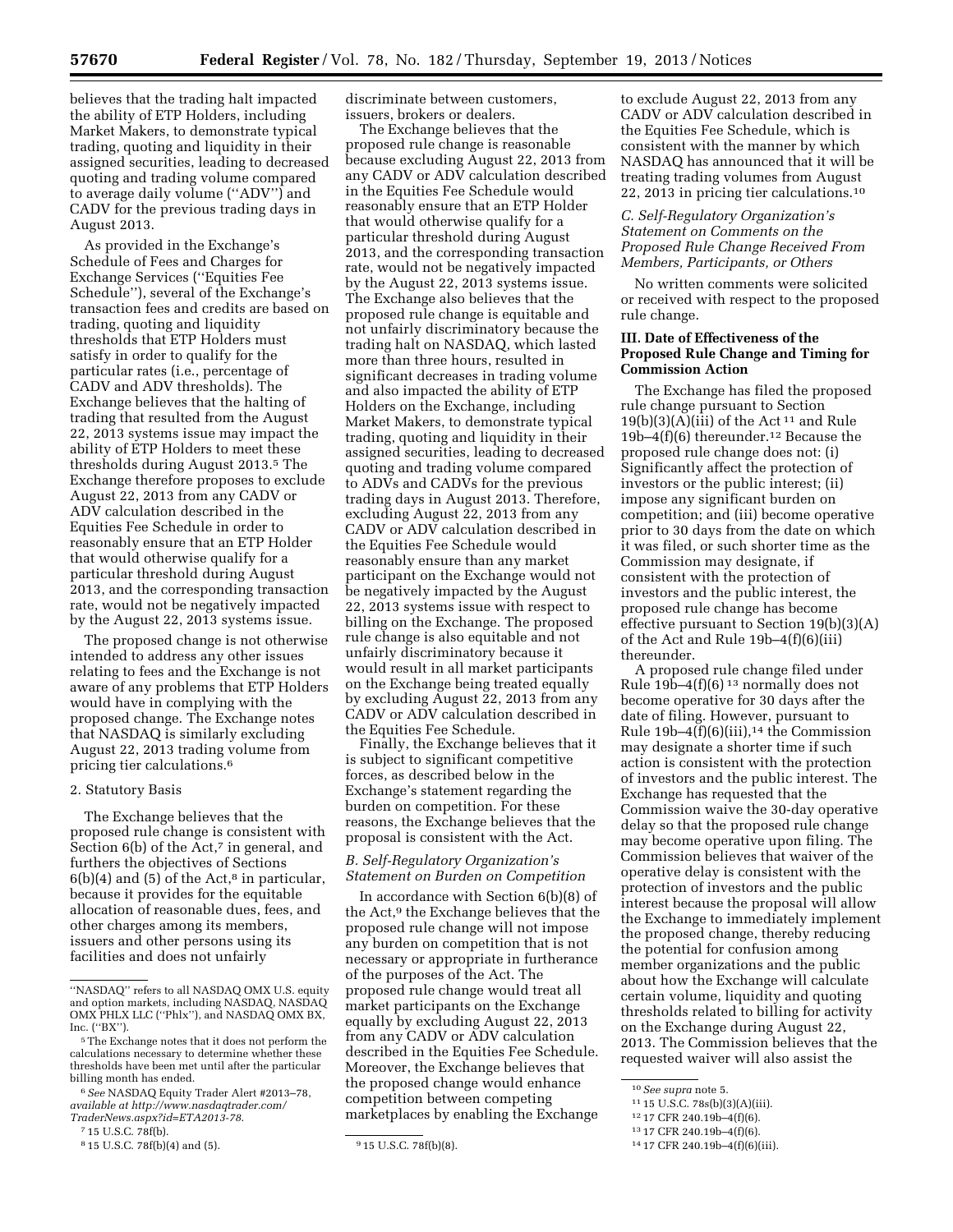believes that the trading halt impacted the ability of ETP Holders, including Market Makers, to demonstrate typical trading, quoting and liquidity in their assigned securities, leading to decreased quoting and trading volume compared to average daily volume (''ADV'') and CADV for the previous trading days in August 2013.

As provided in the Exchange's Schedule of Fees and Charges for Exchange Services (''Equities Fee Schedule''), several of the Exchange's transaction fees and credits are based on trading, quoting and liquidity thresholds that ETP Holders must satisfy in order to qualify for the particular rates (i.e., percentage of CADV and ADV thresholds). The Exchange believes that the halting of trading that resulted from the August 22, 2013 systems issue may impact the ability of ETP Holders to meet these thresholds during August 2013.[5] The Exchange therefore proposes to exclude August 22, 2013 from any CADV or ADV calculation described in the Equities Fee Schedule in order to reasonably ensure that an ETP Holder that would otherwise qualify for a particular threshold during August 2013, and the corresponding transaction rate, would not be negatively impacted by the August 22, 2013 systems issue.

The proposed change is not otherwise intended to address any other issues relating to fees and the Exchange is not aware of any problems that ETP Holders would have in complying with the proposed change. The Exchange notes that NASDAQ is similarly excluding August 22, 2013 trading volume from pricing tier calculations.[6]

### 2. Statutory Basis

The Exchange believes that the proposed rule change is consistent with Section 6(b) of the Act,[7] in general, and furthers the objectives of Sections 6(b)(4) and (5) of the Act,[8] in particular, because it provides for the equitable allocation of reasonable dues, fees, and other charges among its members, issuers and other persons using its facilities and does not unfairly discriminate between customers, issuers, brokers or dealers.

The Exchange believes that the proposed rule change is reasonable because excluding August 22, 2013 from any CADV or ADV calculation described in the Equities Fee Schedule would reasonably ensure that an ETP Holder that would otherwise qualify for a particular threshold during August 2013, and the corresponding transaction rate, would not be negatively impacted by the August 22, 2013 systems issue. The Exchange also believes that the proposed rule change is equitable and not unfairly discriminatory because the trading halt on NASDAQ, which lasted more than three hours, resulted in significant decreases in trading volume and also impacted the ability of ETP Holders on the Exchange, including Market Makers, to demonstrate typical trading, quoting and liquidity in their assigned securities, leading to decreased quoting and trading volume compared to ADVs and CADVs for the previous trading days in August 2013. Therefore, excluding August 22, 2013 from any CADV or ADV calculation described in the Equities Fee Schedule would reasonably ensure than any market participant on the Exchange would not be negatively impacted by the August 22, 2013 systems issue with respect to billing on the Exchange. The proposed rule change is also equitable and not unfairly discriminatory because it would result in all market participants on the Exchange being treated equally by excluding August 22, 2013 from any CADV or ADV calculation described in the Equities Fee Schedule.

Finally, the Exchange believes that it is subject to significant competitive forces, as described below in the Exchange's statement regarding the burden on competition. For these reasons, the Exchange believes that the proposal is consistent with the Act.

### *B. Self-Regulatory Organization's Statement on Burden on Competition*

In accordance with Section 6(b)(8) of the Act,[9] the Exchange believes that the proposed rule change will not impose any burden on competition that is not necessary or appropriate in furtherance of the purposes of the Act. The proposed rule change would treat all market participants on the Exchange equally by excluding August 22, 2013 from any CADV or ADV calculation described in the Equities Fee Schedule. Moreover, the Exchange believes that the proposed change would enhance competition between competing marketplaces by enabling the Exchange to exclude August 22, 2013 from any CADV or ADV calculation described in the Equities Fee Schedule, which is consistent with the manner by which NASDAQ has announced that it will be treating trading volumes from August 22, 2013 in pricing tier calculations.[10]

### *C. Self-Regulatory Organization's Statement on Comments on the Proposed Rule Change Received From Members, Participants, or Others*

No written comments were solicited or received with respect to the proposed rule change.

## III. Date of Effectiveness of the Proposed Rule Change and Timing for Commission Action

The Exchange has filed the proposed rule change pursuant to Section 19(b)(3)(A)(iii) of the Act[11] and Rule 19b–4(f)(6) thereunder.[12] Because the proposed rule change does not: (i) Significantly affect the protection of investors or the public interest; (ii) impose any significant burden on competition; and (iii) become operative prior to 30 days from the date on which it was filed, or such shorter time as the Commission may designate, if consistent with the protection of investors and the public interest, the proposed rule change has become effective pursuant to Section 19(b)(3)(A) of the Act and Rule 19b–4(f)(6)(iii) thereunder.

A proposed rule change filed under Rule 19b–4(f)(6)[13] normally does not become operative for 30 days after the date of filing. However, pursuant to Rule 19b–4(f)(6)(iii),[14] the Commission may designate a shorter time if such action is consistent with the protection of investors and the public interest. The Exchange has requested that the Commission waive the 30-day operative delay so that the proposed rule change may become operative upon filing. The Commission believes that waiver of the operative delay is consistent with the protection of investors and the public interest because the proposal will allow the Exchange to immediately implement the proposed change, thereby reducing the potential for confusion among member organizations and the public about how the Exchange will calculate certain volume, liquidity and quoting thresholds related to billing for activity on the Exchange during August 22, 2013. The Commission believes that the requested waiver will also assist the

---

''NASDAQ'' refers to all NASDAQ OMX U.S. equity and options markets, including NASDAQ, NASDAQ OMX PHLX LLC (''Phlx''), and NASDAQ OMX BX, Inc. (''BX'').

[5] The Exchange notes that it does not perform the calculations necessary to determine whether these thresholds have been met until after the particular billing month has ended.

[6] *See* NASDAQ Equity Trader Alert #2013–78, *available at http://www.nasdaqtrader.com/TraderNews.aspx?id=ETA2013-78.*

[7] 15 U.S.C. 78f(b).

[8] 15 U.S.C. 78f(b)(4) and (5).

[9] 15 U.S.C. 78f(b)(8).

[10] *See supra* note 5.

[11] 15 U.S.C. 78s(b)(3)(A)(iii).

[12] 17 CFR 240.19b–4(f)(6).

[13] 17 CFR 240.19b–4(f)(6).

[14] 17 CFR 240.19b–4(f)(6)(iii).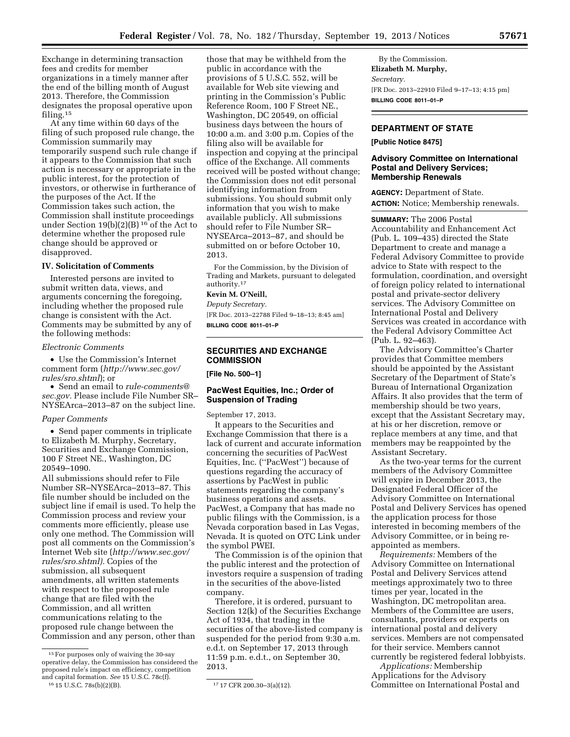Exchange in determining transaction fees and credits for member organizations in a timely manner after the end of the billing month of August 2013. Therefore, the Commission designates the proposal operative upon filing.[15]

At any time within 60 days of the filing of such proposed rule change, the Commission summarily may temporarily suspend such rule change if it appears to the Commission that such action is necessary or appropriate in the public interest, for the protection of investors, or otherwise in furtherance of the purposes of the Act. If the Commission takes such action, the Commission shall institute proceedings under Section 19(b)(2)(B) [16] of the Act to determine whether the proposed rule change should be approved or disapproved.

## IV. Solicitation of Comments

Interested persons are invited to submit written data, views, and arguments concerning the foregoing, including whether the proposed rule change is consistent with the Act. Comments may be submitted by any of the following methods:

*Electronic Comments*

- Use the Commission's Internet comment form (*http://www.sec.gov/rules/sro.shtml*); or
- Send an email to *rule-comments@sec.gov.* Please include File Number SR–NYSEArca–2013–87 on the subject line.

*Paper Comments*

- Send paper comments in triplicate to Elizabeth M. Murphy, Secretary, Securities and Exchange Commission, 100 F Street NE., Washington, DC 20549–1090.

All submissions should refer to File Number SR–NYSEArca–2013–87. This file number should be included on the subject line if email is used. To help the Commission process and review your comments more efficiently, please use only one method. The Commission will post all comments on the Commission's Internet Web site (*http://www.sec.gov/rules/sro.shtml).* Copies of the submission, all subsequent amendments, all written statements with respect to the proposed rule change that are filed with the Commission, and all written communications relating to the proposed rule change between the Commission and any person, other than those that may be withheld from the public in accordance with the provisions of 5 U.S.C. 552, will be available for Web site viewing and printing in the Commission's Public Reference Room, 100 F Street NE., Washington, DC 20549, on official business days between the hours of 10:00 a.m. and 3:00 p.m. Copies of the filing also will be available for inspection and copying at the principal office of the Exchange. All comments received will be posted without change; the Commission does not edit personal identifying information from submissions. You should submit only information that you wish to make available publicly. All submissions should refer to File Number SR–NYSEArca–2013–87, and should be submitted on or before October 10, 2013.

For the Commission, by the Division of Trading and Markets, pursuant to delegated authority.[17]

**Kevin M. O'Neill,**

*Deputy Secretary.*

[FR Doc. 2013–22788 Filed 9–18–13; 8:45 am]

**BILLING CODE 8011–01–P**

[15] For purposes only of waiving the 30-say operative delay, the Commission has considered the proposed rule's impact on efficiency, competition and capital formation. *See* 15 U.S.C. 78c(f).

[16] 15 U.S.C. 78s(b)(2)(B).

[17] 17 CFR 200.30–3(a)(12).

---

## SECURITIES AND EXCHANGE COMMISSION

**[File No. 500–1]**

### PacWest Equities, Inc.; Order of Suspension of Trading

September 17, 2013.

It appears to the Securities and Exchange Commission that there is a lack of current and accurate information concerning the securities of PacWest Equities, Inc. (''PacWest'') because of questions regarding the accuracy of assertions by PacWest in public statements regarding the company's business operations and assets. PacWest, a Company that has made no public filings with the Commission, is a Nevada corporation based in Las Vegas, Nevada. It is quoted on OTC Link under the symbol PWEI.

The Commission is of the opinion that the public interest and the protection of investors require a suspension of trading in the securities of the above-listed company.

Therefore, it is ordered, pursuant to Section 12(k) of the Securities Exchange Act of 1934, that trading in the securities of the above-listed company is suspended for the period from 9:30 a.m. e.d.t. on September 17, 2013 through 11:59 p.m. e.d.t., on September 30, 2013.

By the Commission.

**Elizabeth M. Murphy,**

*Secretary.*

[FR Doc. 2013–22910 Filed 9–17–13; 4:15 pm]

**BILLING CODE 8011–01–P**

---

## DEPARTMENT OF STATE

**[Public Notice 8475]**

### Advisory Committee on International Postal and Delivery Services; Membership Renewals

**AGENCY:** Department of State.

**ACTION:** Notice; Membership renewals.

**SUMMARY:** The 2006 Postal Accountability and Enhancement Act (Pub. L. 109–435) directed the State Department to create and manage a Federal Advisory Committee to provide advice to State with respect to the formulation, coordination, and oversight of foreign policy related to international postal and private-sector delivery services. The Advisory Committee on International Postal and Delivery Services was created in accordance with the Federal Advisory Committee Act (Pub. L. 92–463).

The Advisory Committee's Charter provides that Committee members should be appointed by the Assistant Secretary of the Department of State's Bureau of International Organization Affairs. It also provides that the term of membership should be two years, except that the Assistant Secretary may, at his or her discretion, remove or replace members at any time, and that members may be reappointed by the Assistant Secretary.

As the two-year terms for the current members of the Advisory Committee will expire in December 2013, the Designated Federal Officer of the Advisory Committee on International Postal and Delivery Services has opened the application process for those interested in becoming members of the Advisory Committee, or in being re-appointed as members.

*Requirements:* Members of the Advisory Committee on International Postal and Delivery Services attend meetings approximately two to three times per year, located in the Washington, DC metropolitan area. Members of the Committee are users, consultants, providers or experts on international postal and delivery services. Members are not compensated for their service. Members cannot currently be registered federal lobbyists.

*Applications:* Membership Applications for the Advisory Committee on International Postal and